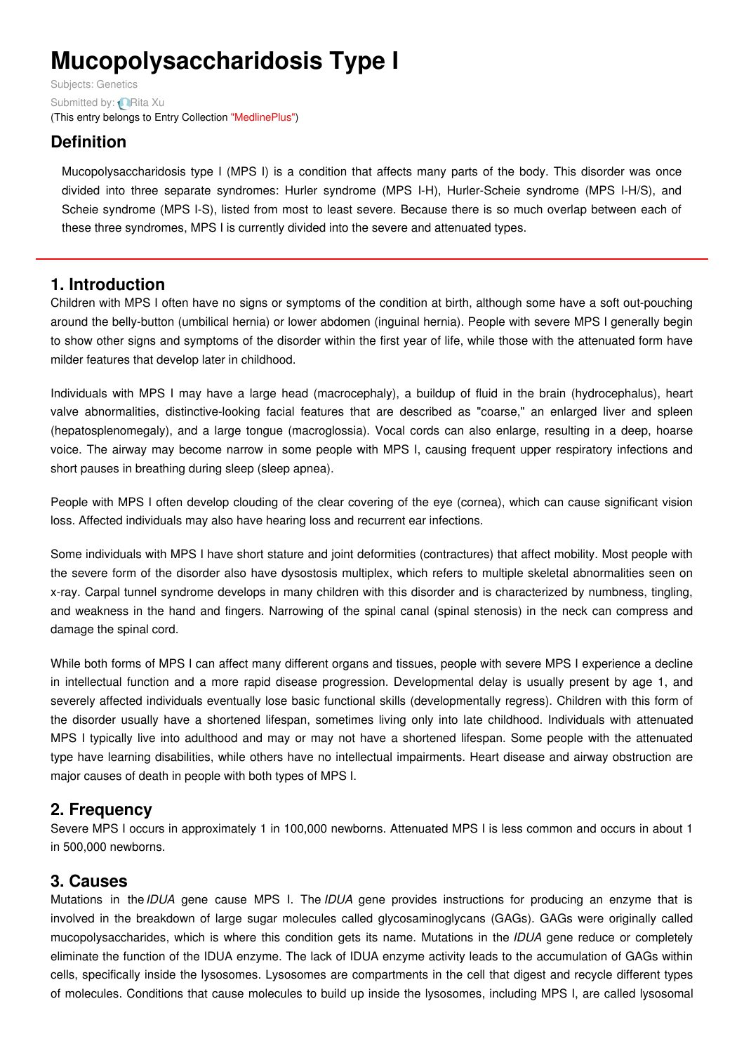# Mucopolysaccharidosis Type I

Subjects: Genetics

Submitted by: Rita Xu

(This entry belongs to Entry Collection "MedlinePlus")

## Definition

Mucopolysaccharidosis type I (MPS I) is a condition that affects many parts of the body. This disorder was once divided into three separate syndromes: Hurler syndrome (MPS I-H), Hurler-Scheie syndrome (MPS I-H/S), and Scheie syndrome (MPS I-S), listed from most to least severe. Because there is so much overlap between each of these three syndromes, MPS I is currently divided into the severe and attenuated types.

## 1. Introduction

Children with MPS I often have no signs or symptoms of the condition at birth, although some have a soft out-pouching around the belly-button (umbilical hernia) or lower abdomen (inguinal hernia). People with severe MPS I generally begin to show other signs and symptoms of the disorder within the first year of life, while those with the attenuated form have milder features that develop later in childhood.

Individuals with MPS I may have a large head (macrocephaly), a buildup of fluid in the brain (hydrocephalus), heart valve abnormalities, distinctive-looking facial features that are described as "coarse," an enlarged liver and spleen (hepatosplenomegaly), and a large tongue (macroglossia). Vocal cords can also enlarge, resulting in a deep, hoarse voice. The airway may become narrow in some people with MPS I, causing frequent upper respiratory infections and short pauses in breathing during sleep (sleep apnea).

People with MPS I often develop clouding of the clear covering of the eye (cornea), which can cause significant vision loss. Affected individuals may also have hearing loss and recurrent ear infections.

Some individuals with MPS I have short stature and joint deformities (contractures) that affect mobility. Most people with the severe form of the disorder also have dysostosis multiplex, which refers to multiple skeletal abnormalities seen on x-ray. Carpal tunnel syndrome develops in many children with this disorder and is characterized by numbness, tingling, and weakness in the hand and fingers. Narrowing of the spinal canal (spinal stenosis) in the neck can compress and damage the spinal cord.

While both forms of MPS I can affect many different organs and tissues, people with severe MPS I experience a decline in intellectual function and a more rapid disease progression. Developmental delay is usually present by age 1, and severely affected individuals eventually lose basic functional skills (developmentally regress). Children with this form of the disorder usually have a shortened lifespan, sometimes living only into late childhood. Individuals with attenuated MPS I typically live into adulthood and may or may not have a shortened lifespan. Some people with the attenuated type have learning disabilities, while others have no intellectual impairments. Heart disease and airway obstruction are major causes of death in people with both types of MPS I.

## 2. Frequency

Severe MPS I occurs in approximately 1 in 100,000 newborns. Attenuated MPS I is less common and occurs in about 1 in 500,000 newborns.

## 3. Causes

Mutations in the *IDUA* gene cause MPS I. The *IDUA* gene provides instructions for producing an enzyme that is involved in the breakdown of large sugar molecules called glycosaminoglycans (GAGs). GAGs were originally called mucopolysaccharides, which is where this condition gets its name. Mutations in the *IDUA* gene reduce or completely eliminate the function of the IDUA enzyme. The lack of IDUA enzyme activity leads to the accumulation of GAGs within cells, specifically inside the lysosomes. Lysosomes are compartments in the cell that digest and recycle different types of molecules. Conditions that cause molecules to build up inside the lysosomes, including MPS I, are called lysosomal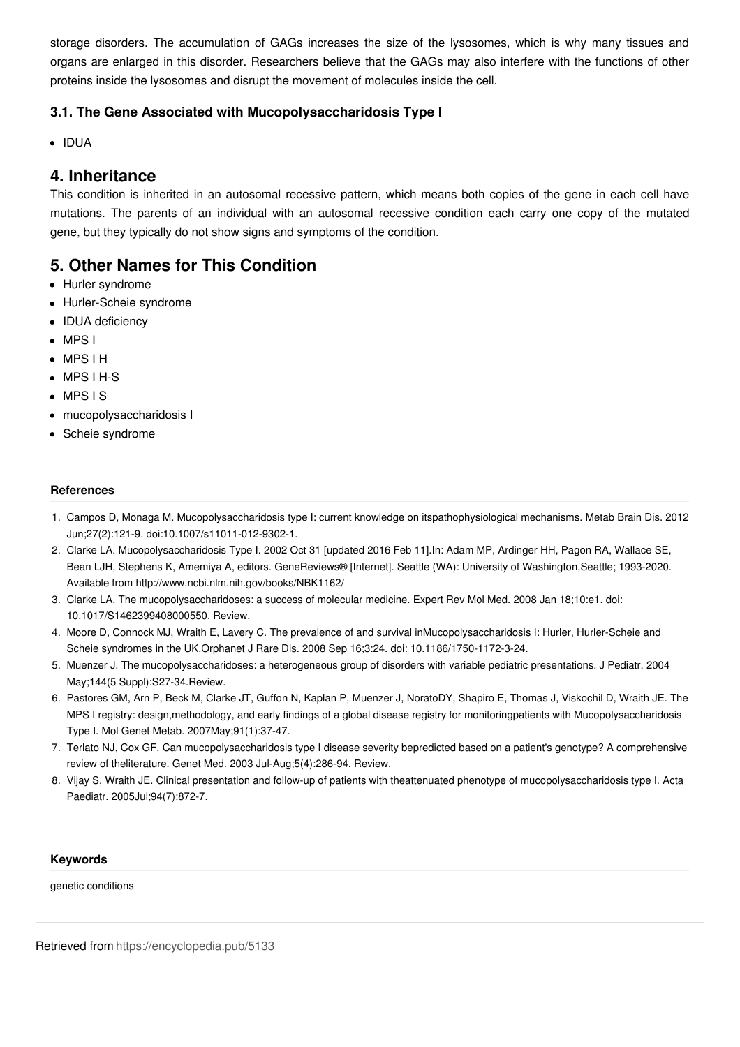storage disorders. The accumulation of GAGs increases the size of the lysosomes, which is why many tissues and organs are enlarged in this disorder. Researchers believe that the GAGs may also interfere with the functions of other proteins inside the lysosomes and disrupt the movement of molecules inside the cell.

### 3.1. The Gene Associated with Mucopolysaccharidosis Type I

- IDUA

## 4. Inheritance

This condition is inherited in an autosomal recessive pattern, which means both copies of the gene in each cell have mutations. The parents of an individual with an autosomal recessive condition each carry one copy of the mutated gene, but they typically do not show signs and symptoms of the condition.

## 5. Other Names for This Condition

- Hurler syndrome
- Hurler-Scheie syndrome
- IDUA deficiency
- MPS I
- MPS I H
- MPS I H-S
- MPS I S
- mucopolysaccharidosis I
- Scheie syndrome

#### References

1. Campos D, Monaga M. Mucopolysaccharidosis type I: current knowledge on itspathophysiological mechanisms. Metab Brain Dis. 2012 Jun;27(2):121-9. doi:10.1007/s11011-012-9302-1.
2. Clarke LA. Mucopolysaccharidosis Type I. 2002 Oct 31 [updated 2016 Feb 11].In: Adam MP, Ardinger HH, Pagon RA, Wallace SE, Bean LJH, Stephens K, Amemiya A, editors. GeneReviews® [Internet]. Seattle (WA): University of Washington,Seattle; 1993-2020. Available from http://www.ncbi.nlm.nih.gov/books/NBK1162/
3. Clarke LA. The mucopolysaccharidoses: a success of molecular medicine. Expert Rev Mol Med. 2008 Jan 18;10:e1. doi: 10.1017/S1462399408000550. Review.
4. Moore D, Connock MJ, Wraith E, Lavery C. The prevalence of and survival inMucopolysaccharidosis I: Hurler, Hurler-Scheie and Scheie syndromes in the UK.Orphanet J Rare Dis. 2008 Sep 16;3:24. doi: 10.1186/1750-1172-3-24.
5. Muenzer J. The mucopolysaccharidoses: a heterogeneous group of disorders with variable pediatric presentations. J Pediatr. 2004 May;144(5 Suppl):S27-34.Review.
6. Pastores GM, Arn P, Beck M, Clarke JT, Guffon N, Kaplan P, Muenzer J, NoratoDY, Shapiro E, Thomas J, Viskochil D, Wraith JE. The MPS I registry: design,methodology, and early findings of a global disease registry for monitoringpatients with Mucopolysaccharidosis Type I. Mol Genet Metab. 2007May;91(1):37-47.
7. Terlato NJ, Cox GF. Can mucopolysaccharidosis type I disease severity bepredicted based on a patient's genotype? A comprehensive review of theliterature. Genet Med. 2003 Jul-Aug;5(4):286-94. Review.
8. Vijay S, Wraith JE. Clinical presentation and follow-up of patients with theattenuated phenotype of mucopolysaccharidosis type I. Acta Paediatr. 2005Jul;94(7):872-7.

#### Keywords

genetic conditions

Retrieved from https://encyclopedia.pub/5133